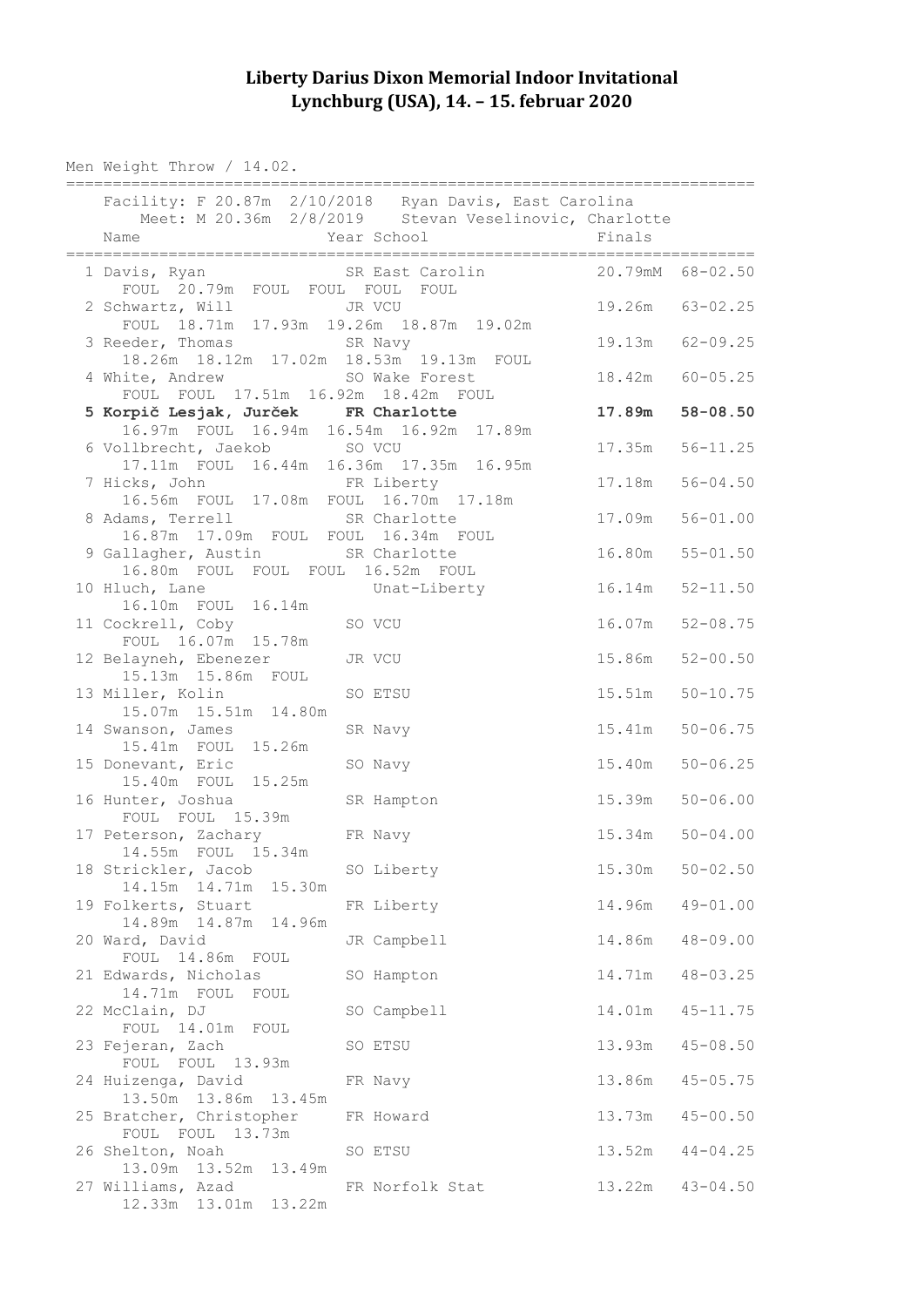# Liberty Darius Dixon Memorial Indoor Invitational
# Lynchburg (USA), 14. – 15. februar 2020

Men Weight Throw / 14.02.

```
==========================================================================
    Facility: F 20.87m  2/10/2018   Ryan Davis, East Carolina
       Meet: M 20.36m  2/8/2019    Stevan Veselinovic, Charlotte
    Name                    Year School                    Finals
==========================================================================
  1 Davis, Ryan              SR East Carolin            20.79mM  68-02.50
     FOUL  20.79m  FOUL  FOUL  FOUL  FOUL
  2 Schwartz, Will           JR VCU                     19.26m   63-02.25
     FOUL  18.71m  17.93m  19.26m  18.87m  19.02m
  3 Reeder, Thomas           SR Navy                    19.13m   62-09.25
     18.26m  18.12m  17.02m  18.53m  19.13m  FOUL
  4 White, Andrew            SO Wake Forest             18.42m   60-05.25
     FOUL  FOUL  17.51m  16.92m  18.42m  FOUL
  5 Korpič Lesjak, Jurček    FR Charlotte               17.89m   58-08.50
     16.97m  FOUL  16.94m  16.54m  16.92m  17.89m
  6 Vollbrecht, Jaekob       SO VCU                     17.35m   56-11.25
     17.11m  FOUL  16.44m  16.36m  17.35m  16.95m
  7 Hicks, John              FR Liberty                 17.18m   56-04.50
     16.56m  FOUL  17.08m  FOUL  16.70m  17.18m
  8 Adams, Terrell           SR Charlotte               17.09m   56-01.00
     16.87m  17.09m  FOUL  FOUL  16.34m  FOUL
  9 Gallagher, Austin        SR Charlotte               16.80m   55-01.50
     16.80m  FOUL  FOUL  FOUL  16.52m  FOUL
 10 Hluch, Lane                 Unat-Liberty            16.14m   52-11.50
     16.10m  FOUL  16.14m
 11 Cockrell, Coby           SO VCU                     16.07m   52-08.75
     FOUL  16.07m  15.78m
 12 Belayneh, Ebenezer       JR VCU                     15.86m   52-00.50
     15.13m  15.86m  FOUL
 13 Miller, Kolin            SO ETSU                    15.51m   50-10.75
     15.07m  15.51m  14.80m
 14 Swanson, James           SR Navy                    15.41m   50-06.75
     15.41m  FOUL  15.26m
 15 Donevant, Eric           SO Navy                    15.40m   50-06.25
     15.40m  FOUL  15.25m
 16 Hunter, Joshua           SR Hampton                 15.39m   50-06.00
     FOUL  FOUL  15.39m
 17 Peterson, Zachary        FR Navy                    15.34m   50-04.00
     14.55m  FOUL  15.34m
 18 Strickler, Jacob         SO Liberty                 15.30m   50-02.50
     14.15m  14.71m  15.30m
 19 Folkerts, Stuart         FR Liberty                 14.96m   49-01.00
     14.89m  14.87m  14.96m
 20 Ward, David              JR Campbell                14.86m   48-09.00
     FOUL  14.86m  FOUL
 21 Edwards, Nicholas        SO Hampton                 14.71m   48-03.25
     14.71m  FOUL  FOUL
 22 McClain, DJ              SO Campbell                14.01m   45-11.75
     FOUL  14.01m  FOUL
 23 Fejeran, Zach            SO ETSU                    13.93m   45-08.50
     FOUL  FOUL  13.93m
 24 Huizenga, David          FR Navy                    13.86m   45-05.75
     13.50m  13.86m  13.45m
 25 Bratcher, Christopher    FR Howard                  13.73m   45-00.50
     FOUL  FOUL  13.73m
 26 Shelton, Noah            SO ETSU                    13.52m   44-04.25
     13.09m  13.52m  13.49m
 27 Williams, Azad           FR Norfolk Stat            13.22m   43-04.50
     12.33m  13.01m  13.22m
```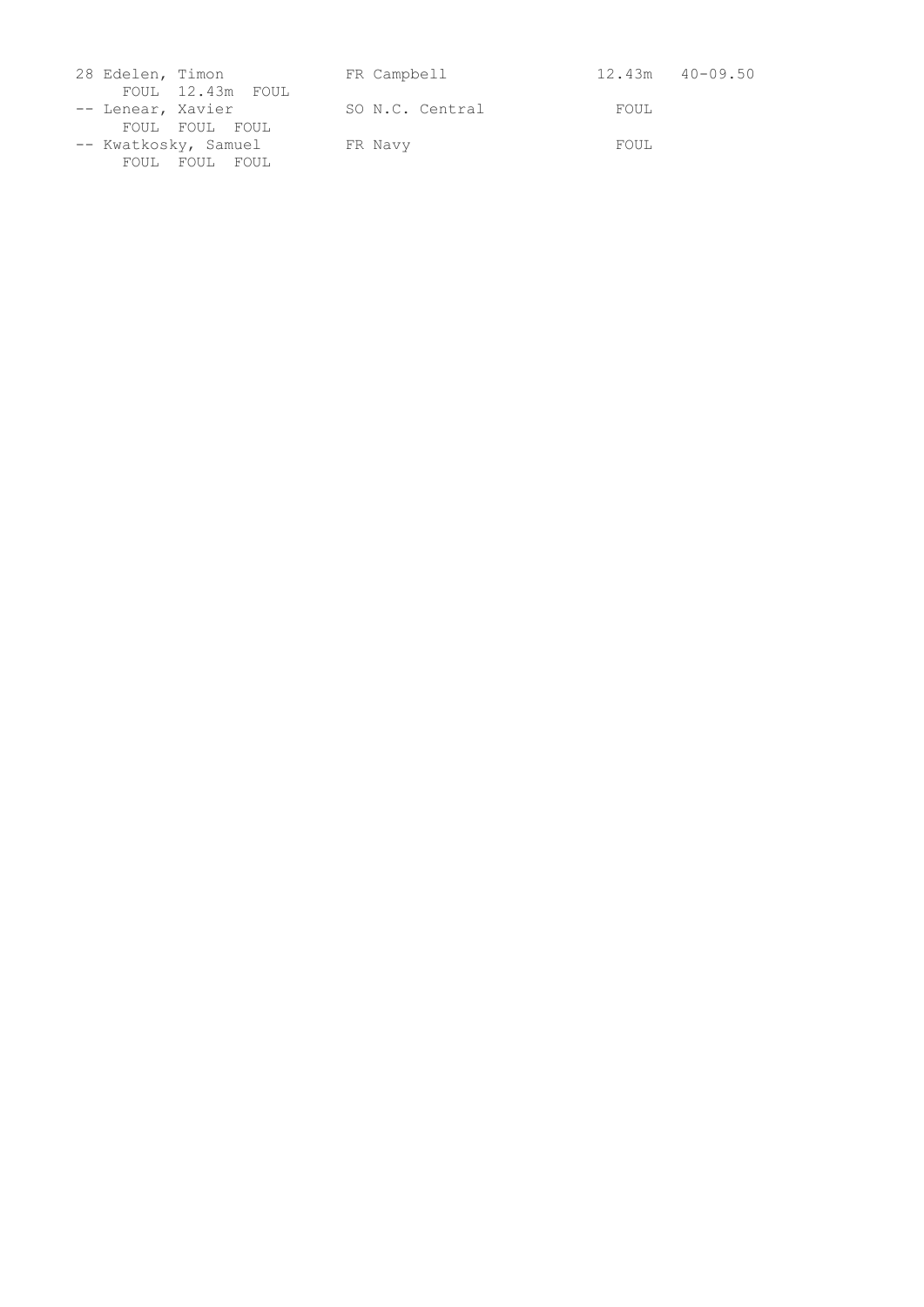```
28 Edelen, Timon             FR Campbell                12.43m   40-09.50
     FOUL  12.43m  FOUL
-- Lenear, Xavier            SO N.C. Central              FOUL
     FOUL  FOUL  FOUL
-- Kwatkosky, Samuel         FR Navy                      FOUL
     FOUL  FOUL  FOUL
```